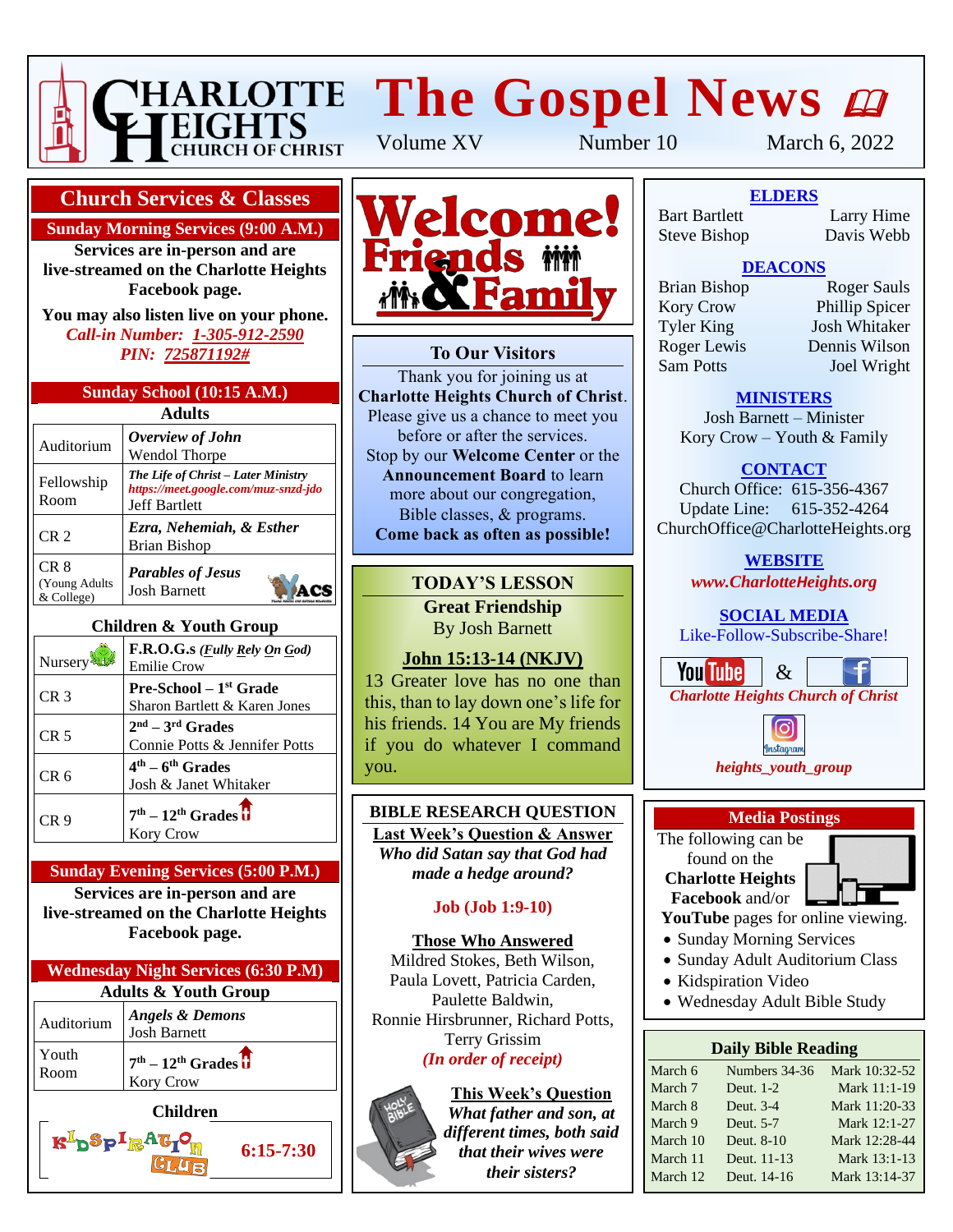# Charlotte Heights Church of Christ

# The Gospel News

Volume XV Number 10 March 6, 2022

## Church Services & Classes

### Sunday Morning Services (9:00 A.M.)

**Services are in-person and are live-streamed on the Charlotte Heights Facebook page.**

**You may also listen live on your phone.**

*Call-in Number: 1-305-912-2590*

*PIN: 725871192#*

### Sunday School (10:15 A.M.)

**Adults**

| Room | Class |
|---|---|
| Auditorium | ***Overview of John*** Wendol Thorpe |
| Fellowship Room | ***The Life of Christ – Later Ministry*** *https://meet.google.com/muz-snzd-jdo* Jeff Bartlett |
| CR 2 | ***Ezra, Nehemiah, & Esther*** Brian Bishop |
| CR 8 (Young Adults & College) | ***Parables of Jesus*** Josh Barnett (YACS) |

**Children & Youth Group**

| Room | Class |
|---|---|
| Nursery | **F.R.O.G.s** ***(Fully Rely On God)*** Emilie Crow |
| CR 3 | **Pre-School – 1st Grade** Sharon Bartlett & Karen Jones |
| CR 5 | **2nd – 3rd Grades** Connie Potts & Jennifer Potts |
| CR 6 | **4th – 6th Grades** Josh & Janet Whitaker |
| CR 9 | **7th – 12th Grades** Kory Crow |

### Sunday Evening Services (5:00 P.M.)

**Services are in-person and are live-streamed on the Charlotte Heights Facebook page.**

### Wednesday Night Services (6:30 P.M)

**Adults & Youth Group**

| Room | Class |
|---|---|
| Auditorium | ***Angels & Demons*** Josh Barnett |
| Youth Room | **7th – 12th Grades** Kory Crow |

**Children**

KIDSPIRATION CLUB **6:15-7:30**

# Welcome! Friends & Family

### To Our Visitors

Thank you for joining us at **Charlotte Heights Church of Christ**. Please give us a chance to meet you before or after the services. Stop by our **Welcome Center** or the **Announcement Board** to learn more about our congregation, Bible classes, & programs. **Come back as often as possible!**

### TODAY'S LESSON

**Great Friendship**
By Josh Barnett

**John 15:13-14 (NKJV)**

13 Greater love has no one than this, than to lay down one's life for his friends. 14 You are My friends if you do whatever I command you.

### BIBLE RESEARCH QUESTION

**Last Week's Question & Answer**

***Who did Satan say that God had made a hedge around?***

**Job (Job 1:9-10)**

**Those Who Answered**

Mildred Stokes, Beth Wilson, Paula Lovett, Patricia Carden, Paulette Baldwin, Ronnie Hirsbrunner, Richard Potts, Terry Grissim

***(In order of receipt)***

**This Week's Question**

***What father and son, at different times, both said that their wives were their sisters?***

### ELDERS

Bart Bartlett, Larry Hime, Steve Bishop, Davis Webb

### DEACONS

Brian Bishop, Roger Sauls, Kory Crow, Phillip Spicer, Tyler King, Josh Whitaker, Roger Lewis, Dennis Wilson, Sam Potts, Joel Wright

### MINISTERS

Josh Barnett – Minister
Kory Crow – Youth & Family

### CONTACT

Church Office: 615-356-4367
Update Line: 615-352-4264
ChurchOffice@CharlotteHeights.org

### WEBSITE

*www.CharlotteHeights.org*

### SOCIAL MEDIA

Like-Follow-Subscribe-Share!

YouTube & Facebook
*Charlotte Heights Church of Christ*

Instagram
*heights_youth_group*

### Media Postings

The following can be found on the **Charlotte Heights Facebook** and/or **YouTube** pages for online viewing.

- Sunday Morning Services
- Sunday Adult Auditorium Class
- Kidspiration Video
- Wednesday Adult Bible Study

### Daily Bible Reading

| Date | Old Testament | New Testament |
|---|---|---|
| March 6 | Numbers 34-36 | Mark 10:32-52 |
| March 7 | Deut. 1-2 | Mark 11:1-19 |
| March 8 | Deut. 3-4 | Mark 11:20-33 |
| March 9 | Deut. 5-7 | Mark 12:1-27 |
| March 10 | Deut. 8-10 | Mark 12:28-44 |
| March 11 | Deut. 11-13 | Mark 13:1-13 |
| March 12 | Deut. 14-16 | Mark 13:14-37 |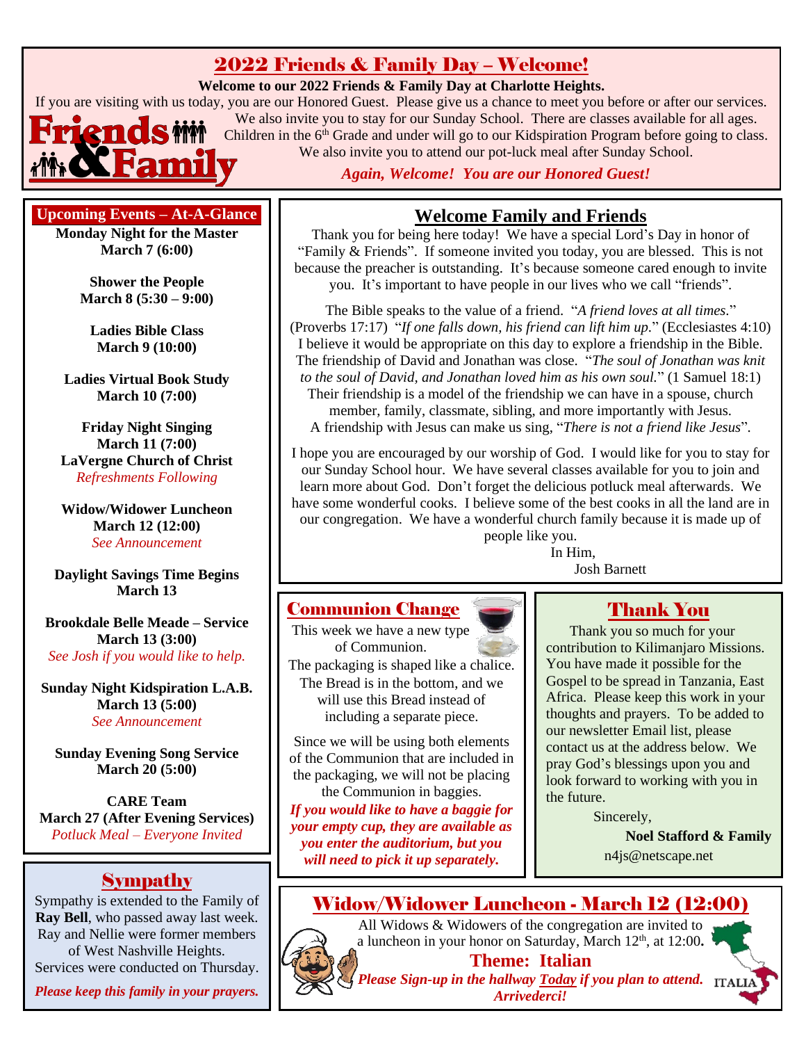## 2022 Friends & Family Day – Welcome!

**Welcome to our 2022 Friends & Family Day at Charlotte Heights.**

If you are visiting with us today, you are our Honored Guest. Please give us a chance to meet you before or after our services. We also invite you to stay for our Sunday School. There are classes available for all ages. Children in the 6th Grade and under will go to our Kidspiration Program before going to class. We also invite you to attend our pot-luck meal after Sunday School.

***Again, Welcome! You are our Honored Guest!***

### Upcoming Events – At-A-Glance

**Monday Night for the Master**
**March 7 (6:00)**

**Shower the People**
**March 8 (5:30 – 9:00)**

**Ladies Bible Class**
**March 9 (10:00)**

**Ladies Virtual Book Study**
**March 10 (7:00)**

**Friday Night Singing**
**March 11 (7:00)**
**LaVergne Church of Christ**
*Refreshments Following*

**Widow/Widower Luncheon**
**March 12 (12:00)**
*See Announcement*

**Daylight Savings Time Begins**
**March 13**

**Brookdale Belle Meade – Service**
**March 13 (3:00)**
*See Josh if you would like to help.*

**Sunday Night Kidspiration L.A.B.**
**March 13 (5:00)**
*See Announcement*

**Sunday Evening Song Service**
**March 20 (5:00)**

**CARE Team**
**March 27 (After Evening Services)**
*Potluck Meal – Everyone Invited*

### Welcome Family and Friends

Thank you for being here today! We have a special Lord's Day in honor of "Family & Friends". If someone invited you today, you are blessed. This is not because the preacher is outstanding. It's because someone cared enough to invite you. It's important to have people in our lives who we call "friends".

The Bible speaks to the value of a friend. "*A friend loves at all times.*" (Proverbs 17:17) "*If one falls down, his friend can lift him up.*" (Ecclesiastes 4:10) I believe it would be appropriate on this day to explore a friendship in the Bible. The friendship of David and Jonathan was close. "*The soul of Jonathan was knit to the soul of David, and Jonathan loved him as his own soul.*" (1 Samuel 18:1) Their friendship is a model of the friendship we can have in a spouse, church member, family, classmate, sibling, and more importantly with Jesus. A friendship with Jesus can make us sing, "*There is not a friend like Jesus*".

I hope you are encouraged by our worship of God. I would like for you to stay for our Sunday School hour. We have several classes available for you to join and learn more about God. Don't forget the delicious potluck meal afterwards. We have some wonderful cooks. I believe some of the best cooks in all the land are in our congregation. We have a wonderful church family because it is made up of people like you.

In Him,
Josh Barnett

### Communion Change

This week we have a new type of Communion. The packaging is shaped like a chalice. The Bread is in the bottom, and we will use this Bread instead of including a separate piece.

Since we will be using both elements of the Communion that are included in the packaging, we will not be placing the Communion in baggies.

***If you would like to have a baggie for your empty cup, they are available as you enter the auditorium, but you will need to pick it up separately.***

### Thank You

Thank you so much for your contribution to Kilimanjaro Missions. You have made it possible for the Gospel to be spread in Tanzania, East Africa. Please keep this work in your thoughts and prayers. To be added to our newsletter Email list, please contact us at the address below. We pray God's blessings upon you and look forward to working with you in the future.

Sincerely,
**Noel Stafford & Family**
n4js@netscape.net

### Sympathy

Sympathy is extended to the Family of **Ray Bell**, who passed away last week. Ray and Nellie were former members of West Nashville Heights. Services were conducted on Thursday.

***Please keep this family in your prayers.***

### Widow/Widower Luncheon - March 12 (12:00)

All Widows & Widowers of the congregation are invited to a luncheon in your honor on Saturday, March 12th, at 12:00.

**Theme: Italian**

***Please Sign-up in the hallway Today if you plan to attend. Arrivederci!***

ITALIA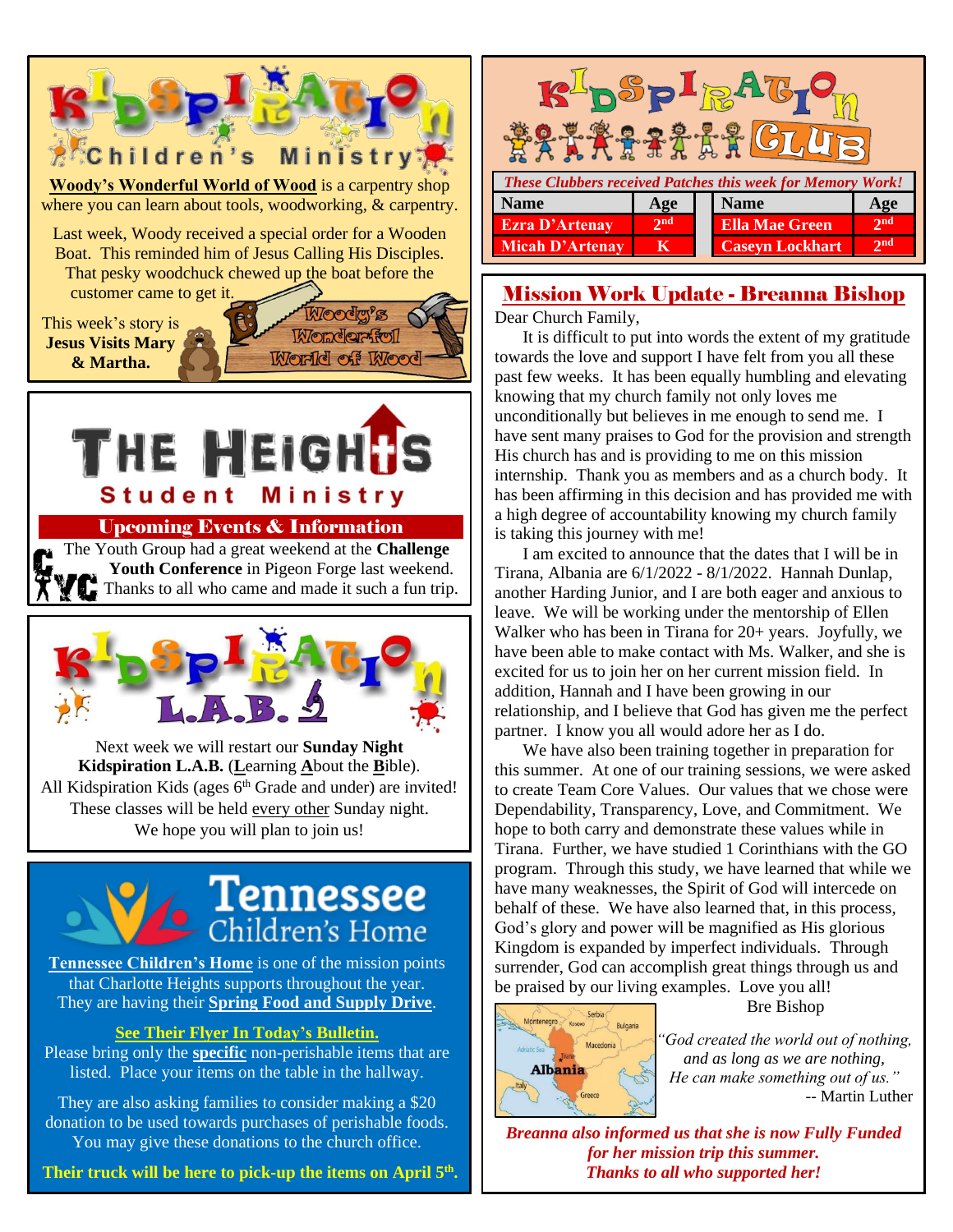# Kidspiration Children's Ministry

**Woody's Wonderful World of Wood** is a carpentry shop where you can learn about tools, woodworking, & carpentry.

Last week, Woody received a special order for a Wooden Boat. This reminded him of Jesus Calling His Disciples. That pesky woodchuck chewed up the boat before the customer came to get it.

This week's story is **Jesus Visits Mary & Martha.**

Woody's Wonderful World of Wood

# The Heights Student Ministry

## Upcoming Events & Information

The Youth Group had a great weekend at the **Challenge Youth Conference** in Pigeon Forge last weekend. Thanks to all who came and made it such a fun trip.

# Kidspiration L.A.B.

Next week we will restart our **Sunday Night Kidspiration L.A.B.** (**L**earning **A**bout the **B**ible). All Kidspiration Kids (ages 6th Grade and under) are invited! These classes will be held every other Sunday night. We hope you will plan to join us!

# Tennessee Children's Home

**Tennessee Children's Home** is one of the mission points that Charlotte Heights supports throughout the year. They are having their **Spring Food and Supply Drive**.

**See Their Flyer In Today's Bulletin.**

Please bring only the **specific** non-perishable items that are listed. Place your items on the table in the hallway.

They are also asking families to consider making a $20 donation to be used towards purchases of perishable foods. You may give these donations to the church office.

**Their truck will be here to pick-up the items on April 5th.**

# Kidspiration Club

*These Clubbers received Patches this week for Memory Work!*

| Name | Age | Name | Age |
|---|---|---|---|
| Ezra D'Artenay | 2nd | Ella Mae Green | 2nd |
| Micah D'Artenay | K | Caseyn Lockhart | 2nd |

## Mission Work Update - Breanna Bishop

Dear Church Family,

It is difficult to put into words the extent of my gratitude towards the love and support I have felt from you all these past few weeks. It has been equally humbling and elevating knowing that my church family not only loves me unconditionally but believes in me enough to send me. I have sent many praises to God for the provision and strength His church has and is providing to me on this mission internship. Thank you as members and as a church body. It has been affirming in this decision and has provided me with a high degree of accountability knowing my church family is taking this journey with me!

I am excited to announce that the dates that I will be in Tirana, Albania are 6/1/2022 - 8/1/2022. Hannah Dunlap, another Harding Junior, and I are both eager and anxious to leave. We will be working under the mentorship of Ellen Walker who has been in Tirana for 20+ years. Joyfully, we have been able to make contact with Ms. Walker, and she is excited for us to join her on her current mission field. In addition, Hannah and I have been growing in our relationship, and I believe that God has given me the perfect partner. I know you all would adore her as I do.

We have also been training together in preparation for this summer. At one of our training sessions, we were asked to create Team Core Values. Our values that we chose were Dependability, Transparency, Love, and Commitment. We hope to both carry and demonstrate these values while in Tirana. Further, we have studied 1 Corinthians with the GO program. Through this study, we have learned that while we have many weaknesses, the Spirit of God will intercede on behalf of these. We have also learned that, in this process, God's glory and power will be magnified as His glorious Kingdom is expanded by imperfect individuals. Through surrender, God can accomplish great things through us and be praised by our living examples. Love you all!

Bre Bishop

*"God created the world out of nothing, and as long as we are nothing, He can make something out of us."*
-- Martin Luther

***Breanna also informed us that she is now Fully Funded for her mission trip this summer. Thanks to all who supported her!***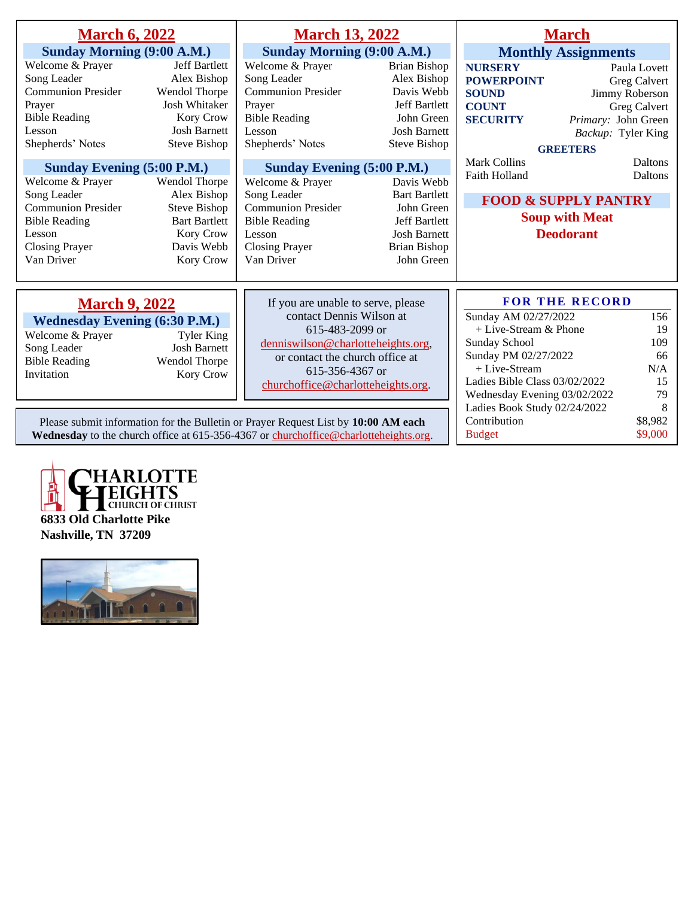## March 6, 2022

### Sunday Morning (9:00 A.M.)

| | |
|---|---|
| Welcome & Prayer | Jeff Bartlett |
| Song Leader | Alex Bishop |
| Communion Presider | Wendol Thorpe |
| Prayer | Josh Whitaker |
| Bible Reading | Kory Crow |
| Lesson | Josh Barnett |
| Shepherds' Notes | Steve Bishop |

### Sunday Evening (5:00 P.M.)

| | |
|---|---|
| Welcome & Prayer | Wendol Thorpe |
| Song Leader | Alex Bishop |
| Communion Presider | Steve Bishop |
| Bible Reading | Bart Bartlett |
| Lesson | Kory Crow |
| Closing Prayer | Davis Webb |
| Van Driver | Kory Crow |

## March 13, 2022

### Sunday Morning (9:00 A.M.)

| | |
|---|---|
| Welcome & Prayer | Brian Bishop |
| Song Leader | Alex Bishop |
| Communion Presider | Davis Webb |
| Prayer | Jeff Bartlett |
| Bible Reading | John Green |
| Lesson | Josh Barnett |
| Shepherds' Notes | Steve Bishop |

### Sunday Evening (5:00 P.M.)

| | |
|---|---|
| Welcome & Prayer | Davis Webb |
| Song Leader | Bart Bartlett |
| Communion Presider | John Green |
| Bible Reading | Jeff Bartlett |
| Lesson | Josh Barnett |
| Closing Prayer | Brian Bishop |
| Van Driver | John Green |

## March

### Monthly Assignments

| | |
|---|---|
| **NURSERY** | Paula Lovett |
| **POWERPOINT** | Greg Calvert |
| **SOUND** | Jimmy Roberson |
| **COUNT** | Greg Calvert |
| **SECURITY** | *Primary:* John Green |
| | *Backup:* Tyler King |

**GREETERS**

| | |
|---|---|
| Mark Collins | Daltons |
| Faith Holland | Daltons |

**FOOD & SUPPLY PANTRY**

**Soup with Meat**

**Deodorant**

## March 9, 2022

### Wednesday Evening (6:30 P.M.)

| | |
|---|---|
| Welcome & Prayer | Tyler King |
| Song Leader | Josh Barnett |
| Bible Reading | Wendol Thorpe |
| Invitation | Kory Crow |

If you are unable to serve, please contact Dennis Wilson at 615-483-2099 or denniswilson@charlotteheights.org, or contact the church office at 615-356-4367 or churchoffice@charlotteheights.org.

Please submit information for the Bulletin or Prayer Request List by **10:00 AM each Wednesday** to the church office at 615-356-4367 or churchoffice@charlotteheights.org.

**FOR THE RECORD**

| | |
|---|---|
| Sunday AM 02/27/2022 | 156 |
| + Live-Stream & Phone | 19 |
| Sunday School | 109 |
| Sunday PM 02/27/2022 | 66 |
| + Live-Stream | N/A |
| Ladies Bible Class 03/02/2022 | 15 |
| Wednesday Evening 03/02/2022 | 79 |
| Ladies Book Study 02/24/2022 | 8 |
| Contribution | $8,982 |
| Budget | $9,000 |

CHARLOTTE HEIGHTS CHURCH OF CHRIST

**6833 Old Charlotte Pike**
**Nashville, TN 37209**